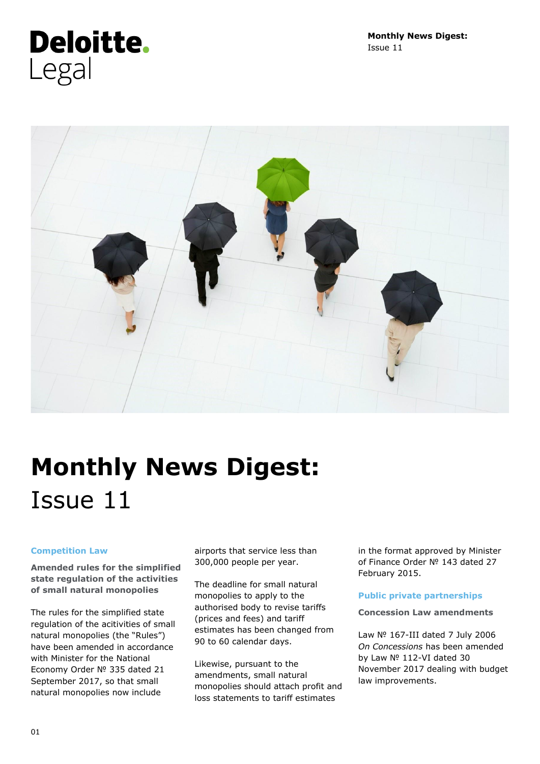# Deloitte. Legal

# Monthly News Digest: Issue 11

## Competition Law

### Amended rules for the simplified state regulation of the activities of small natural monopolies

The rules for the simplified state regulation of the acitivities of small natural monopolies (the "Rules") have been amended in accordance with Minister for the National Economy Order № 335 dated 21 September 2017, so that small natural monopolies now include airports that service less than 300,000 people per year.

The deadline for small natural monopolies to apply to the authorised body to revise tariffs (prices and fees) and tariff estimates has been changed from 90 to 60 calendar days.

Likewise, pursuant to the amendments, small natural monopolies should attach profit and loss statements to tariff estimates in the format approved by Minister of Finance Order № 143 dated 27 February 2015.

## Public private partnerships

### Concession Law amendments

Law № 167-III dated 7 July 2006 *On Concessions* has been amended by Law № 112-VI dated 30 November 2017 dealing with budget law improvements.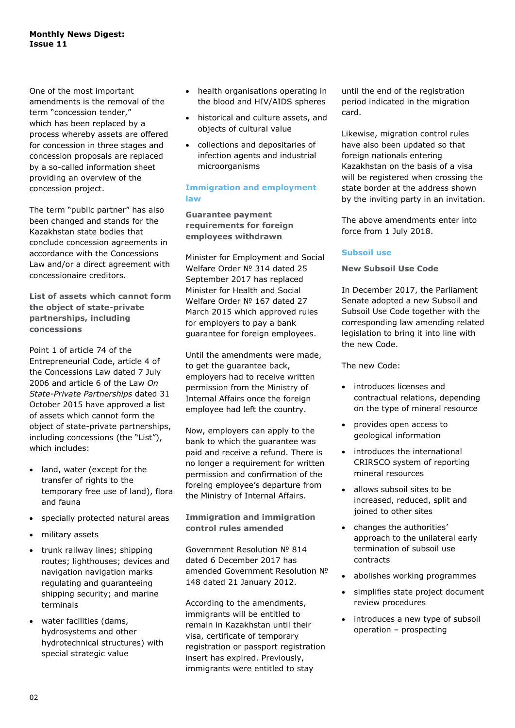One of the most important amendments is the removal of the term "concession tender," which has been replaced by a process whereby assets are offered for concession in three stages and concession proposals are replaced by a so-called information sheet providing an overview of the concession project.

The term "public partner" has also been changed and stands for the Kazakhstan state bodies that conclude concession agreements in accordance with the Concessions Law and/or a direct agreement with concessionaire creditors.

### List of assets which cannot form the object of state-private partnerships, including concessions

Point 1 of article 74 of the Entrepreneurial Code, article 4 of the Concessions Law dated 7 July 2006 and article 6 of the Law *On State-Private Partnerships* dated 31 October 2015 have approved a list of assets which cannot form the object of state-private partnerships, including concessions (the "List"), which includes:

- land, water (except for the transfer of rights to the temporary free use of land), flora and fauna
- specially protected natural areas
- military assets
- trunk railway lines; shipping routes; lighthouses; devices and navigation navigation marks regulating and guaranteeing shipping security; and marine terminals
- water facilities (dams, hydrosystems and other hydrotechnical structures) with special strategic value
- health organisations operating in the blood and HIV/AIDS spheres
- historical and culture assets, and objects of cultural value
- collections and depositaries of infection agents and industrial microorganisms

## Immigration and employment law

### Guarantee payment requirements for foreign employees withdrawn

Minister for Employment and Social Welfare Order № 314 dated 25 September 2017 has replaced Minister for Health and Social Welfare Order № 167 dated 27 March 2015 which approved rules for employers to pay a bank guarantee for foreign employees.

Until the amendments were made, to get the guarantee back, employers had to receive written permission from the Ministry of Internal Affairs once the foreign employee had left the country.

Now, employers can apply to the bank to which the guarantee was paid and receive a refund. There is no longer a requirement for written permission and confirmation of the foreing employee's departure from the Ministry of Internal Affairs.

### Immigration and immigration control rules amended

Government Resolution № 814 dated 6 December 2017 has amended Government Resolution № 148 dated 21 January 2012.

According to the amendments, immigrants will be entitled to remain in Kazakhstan until their visa, certificate of temporary registration or passport registration insert has expired. Previously, immigrants were entitled to stay until the end of the registration period indicated in the migration card.

Likewise, migration control rules have also been updated so that foreign nationals entering Kazakhstan on the basis of a visa will be registered when crossing the state border at the address shown by the inviting party in an invitation.

The above amendments enter into force from 1 July 2018.

## Subsoil use

### New Subsoil Use Code

In December 2017, the Parliament Senate adopted a new Subsoil and Subsoil Use Code together with the corresponding law amending related legislation to bring it into line with the new Code.

The new Code:

- introduces licenses and contractual relations, depending on the type of mineral resource
- provides open access to geological information
- introduces the international CRIRSCO system of reporting mineral resources
- allows subsoil sites to be increased, reduced, split and joined to other sites
- changes the authorities' approach to the unilateral early termination of subsoil use contracts
- abolishes working programmes
- simplifies state project document review procedures
- introduces a new type of subsoil operation – prospecting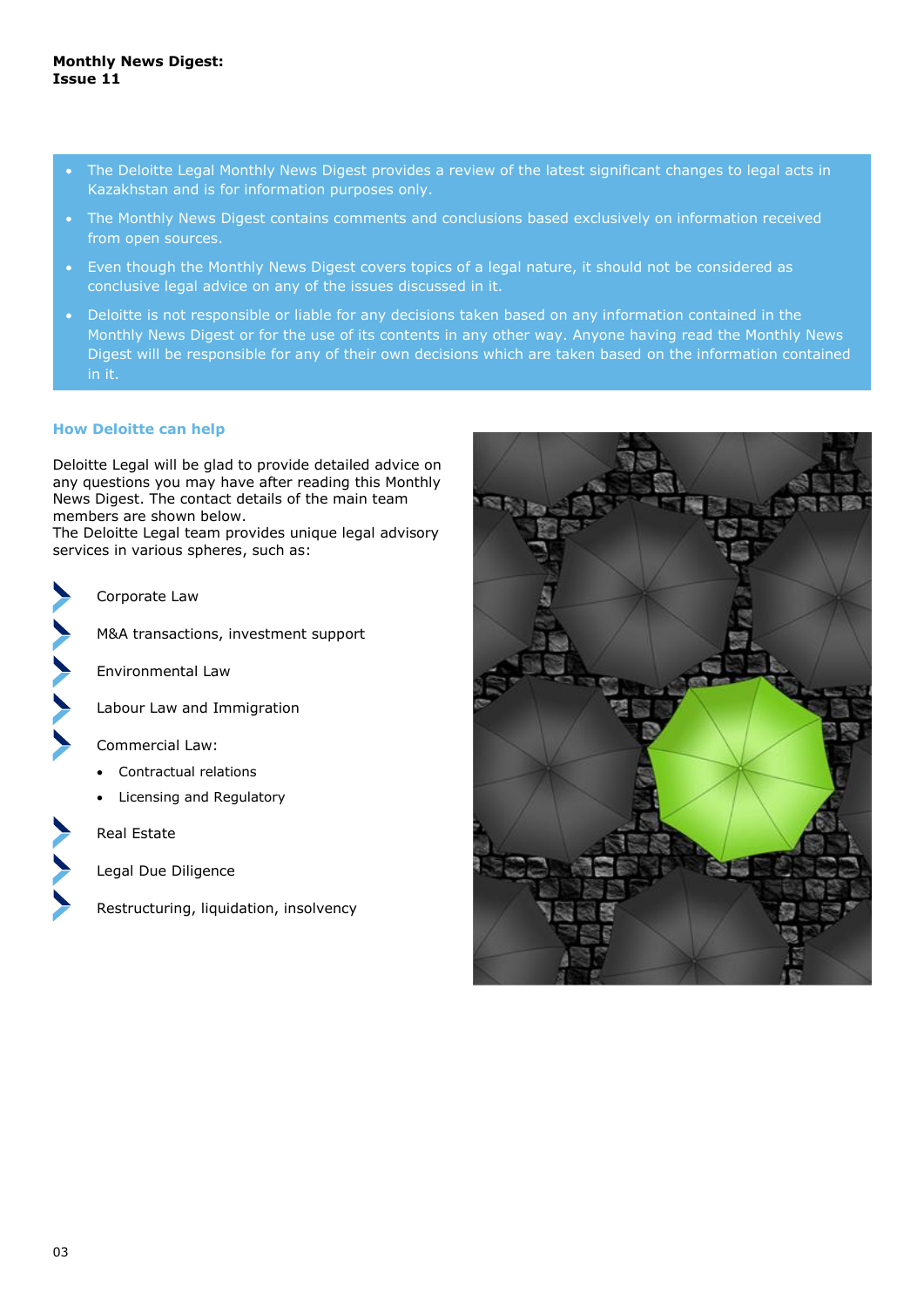- The Deloitte Legal Monthly News Digest provides a review of the latest significant changes to legal acts in Kazakhstan and is for information purposes only.
- The Monthly News Digest contains comments and conclusions based exclusively on information received from open sources.
- Even though the Monthly News Digest covers topics of a legal nature, it should not be considered as conclusive legal advice on any of the issues discussed in it.
- Deloitte is not responsible or liable for any decisions taken based on any information contained in the Monthly News Digest or for the use of its contents in any other way. Anyone having read the Monthly News Digest will be responsible for any of their own decisions which are taken based on the information contained in it.

## How Deloitte can help

Deloitte Legal will be glad to provide detailed advice on any questions you may have after reading this Monthly News Digest. The contact details of the main team members are shown below.
The Deloitte Legal team provides unique legal advisory services in various spheres, such as:

- Corporate Law
- M&A transactions, investment support
- Environmental Law
- Labour Law and Immigration
- Commercial Law:
  - Contractual relations
  - Licensing and Regulatory
- Real Estate
- Legal Due Diligence
- Restructuring, liquidation, insolvency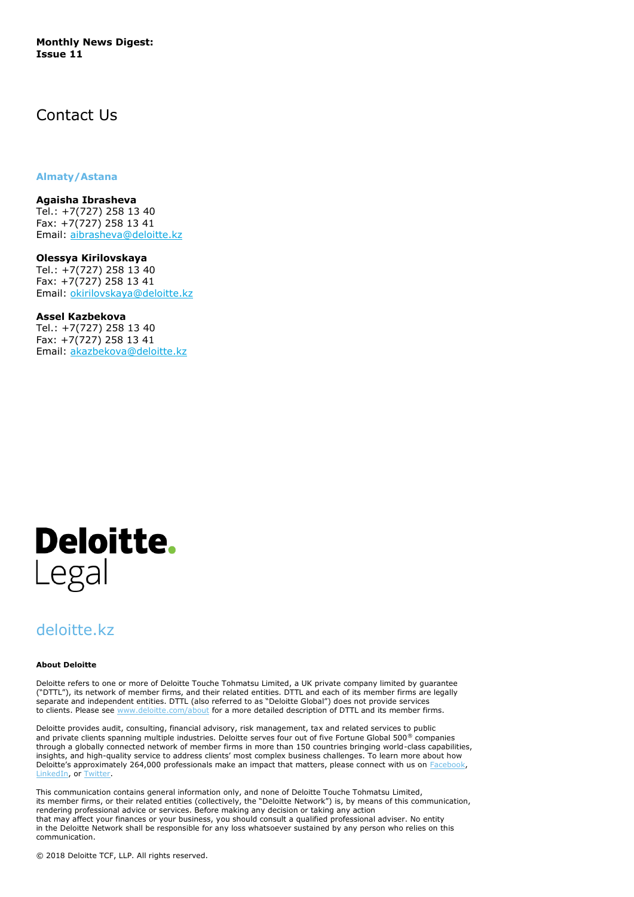**Monthly News Digest:**
**Issue 11**

# Contact Us

### Almaty/Astana

**Agaisha Ibrasheva**
Tel.: +7(727) 258 13 40
Fax: +7(727) 258 13 41
Email: aibrasheva@deloitte.kz

**Olessya Kirilovskaya**
Tel.: +7(727) 258 13 40
Fax: +7(727) 258 13 41
Email: okirilovskaya@deloitte.kz

**Assel Kazbekova**
Tel.: +7(727) 258 13 40
Fax: +7(727) 258 13 41
Email: akazbekova@deloitte.kz

**Deloitte.**
Legal

deloitte.kz

**About Deloitte**

Deloitte refers to one or more of Deloitte Touche Tohmatsu Limited, a UK private company limited by guarantee ("DTTL"), its network of member firms, and their related entities. DTTL and each of its member firms are legally separate and independent entities. DTTL (also referred to as "Deloitte Global") does not provide services to clients. Please see www.deloitte.com/about for a more detailed description of DTTL and its member firms.

Deloitte provides audit, consulting, financial advisory, risk management, tax and related services to public and private clients spanning multiple industries. Deloitte serves four out of five Fortune Global 500® companies through a globally connected network of member firms in more than 150 countries bringing world-class capabilities, insights, and high-quality service to address clients' most complex business challenges. To learn more about how Deloitte's approximately 264,000 professionals make an impact that matters, please connect with us on Facebook, LinkedIn, or Twitter.

This communication contains general information only, and none of Deloitte Touche Tohmatsu Limited, its member firms, or their related entities (collectively, the "Deloitte Network") is, by means of this communication, rendering professional advice or services. Before making any decision or taking any action that may affect your finances or your business, you should consult a qualified professional adviser. No entity in the Deloitte Network shall be responsible for any loss whatsoever sustained by any person who relies on this communication.

© 2018 Deloitte TCF, LLP. All rights reserved.